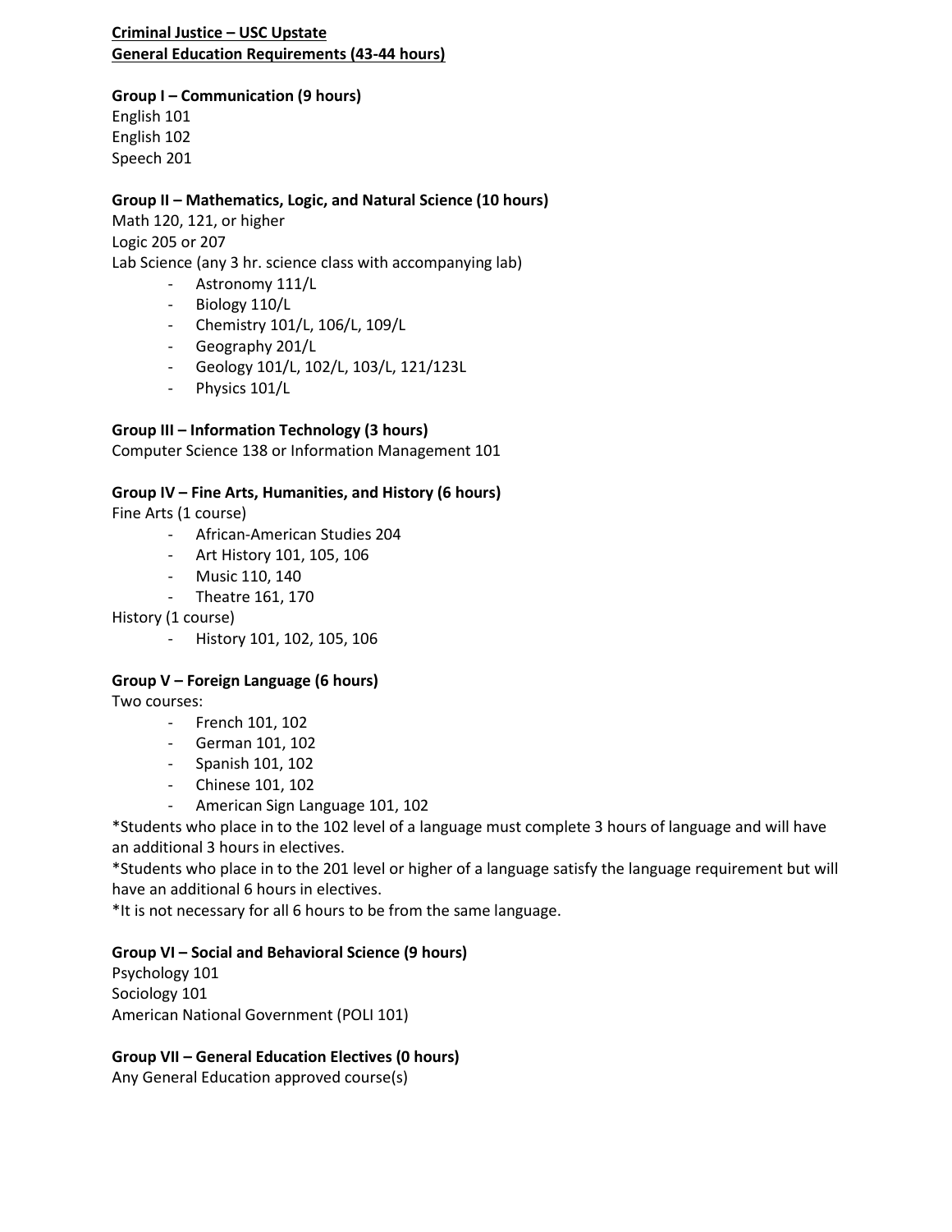**Criminal Justice – USC Upstate**
**General Education Requirements (43-44 hours)**

**Group I – Communication (9 hours)**
English 101
English 102
Speech 201

**Group II – Mathematics, Logic, and Natural Science (10 hours)**
Math 120, 121, or higher
Logic 205 or 207
Lab Science (any 3 hr. science class with accompanying lab)

- Astronomy 111/L
- Biology 110/L
- Chemistry 101/L, 106/L, 109/L
- Geography 201/L
- Geology 101/L, 102/L, 103/L, 121/123L
- Physics 101/L

**Group III – Information Technology (3 hours)**
Computer Science 138 or Information Management 101

**Group IV – Fine Arts, Humanities, and History (6 hours)**
Fine Arts (1 course)

- African-American Studies 204
- Art History 101, 105, 106
- Music 110, 140
- Theatre 161, 170

History (1 course)

- History 101, 102, 105, 106

**Group V – Foreign Language (6 hours)**
Two courses:

- French 101, 102
- German 101, 102
- Spanish 101, 102
- Chinese 101, 102
- American Sign Language 101, 102

*Students who place in to the 102 level of a language must complete 3 hours of language and will have an additional 3 hours in electives.
*Students who place in to the 201 level or higher of a language satisfy the language requirement but will have an additional 6 hours in electives.
*It is not necessary for all 6 hours to be from the same language.

**Group VI – Social and Behavioral Science (9 hours)**
Psychology 101
Sociology 101
American National Government (POLI 101)

**Group VII – General Education Electives (0 hours)**
Any General Education approved course(s)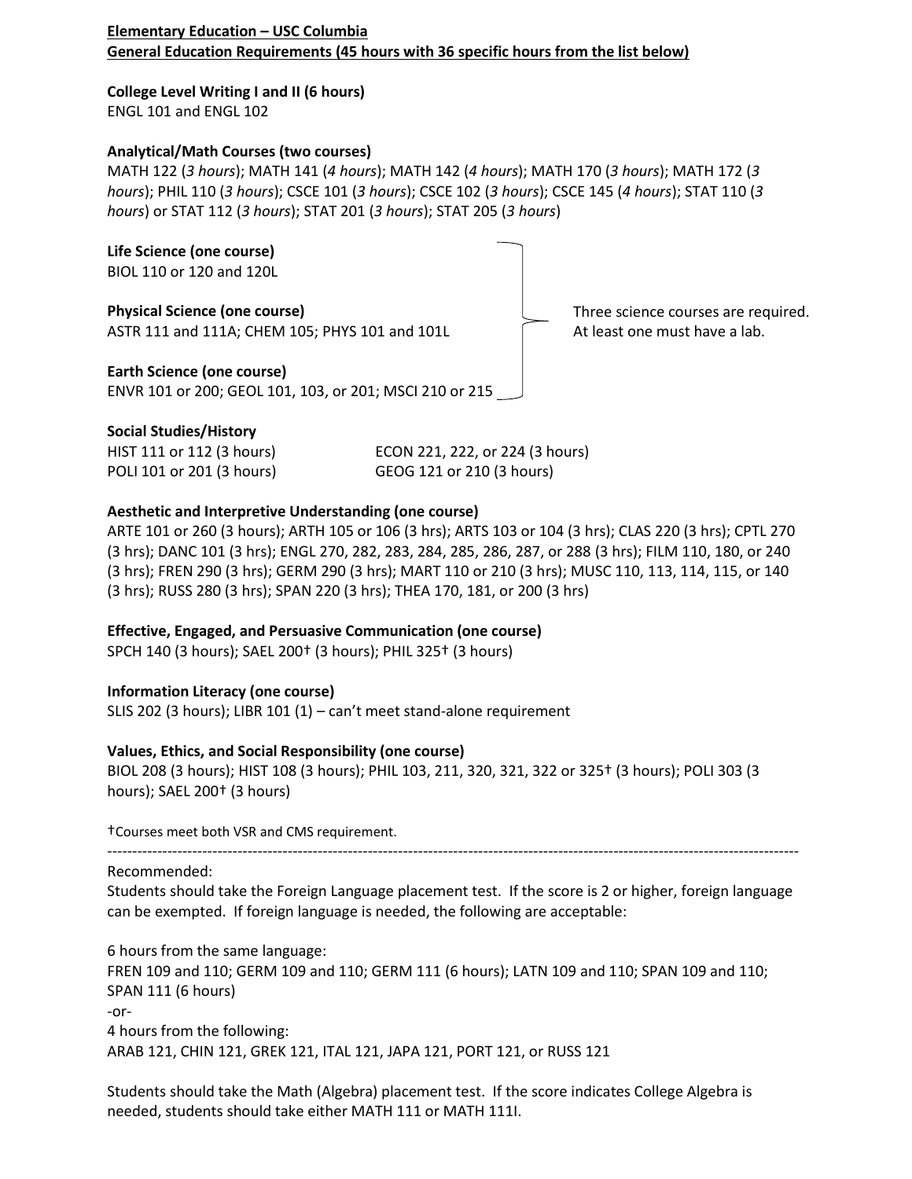**Elementary Education – USC Columbia**
**General Education Requirements (45 hours with 36 specific hours from the list below)**

**College Level Writing I and II (6 hours)**
ENGL 101 and ENGL 102

**Analytical/Math Courses (two courses)**
MATH 122 (*3 hours*); MATH 141 (*4 hours*); MATH 142 (*4 hours*); MATH 170 (*3 hours*); MATH 172 (*3 hours*); PHIL 110 (*3 hours*); CSCE 101 (*3 hours*); CSCE 102 (*3 hours*); CSCE 145 (*4 hours*); STAT 110 (*3 hours*) or STAT 112 (*3 hours*); STAT 201 (*3 hours*); STAT 205 (*3 hours*)

**Life Science (one course)**
BIOL 110 or 120 and 120L

**Physical Science (one course)**
ASTR 111 and 111A; CHEM 105; PHYS 101 and 101L

**Earth Science (one course)**
ENVR 101 or 200; GEOL 101, 103, or 201; MSCI 210 or 215

Three science courses are required. At least one must have a lab.

**Social Studies/History**
HIST 111 or 112 (3 hours)
ECON 221, 222, or 224 (3 hours)
POLI 101 or 201 (3 hours)
GEOG 121 or 210 (3 hours)

**Aesthetic and Interpretive Understanding (one course)**
ARTE 101 or 260 (3 hours); ARTH 105 or 106 (3 hrs); ARTS 103 or 104 (3 hrs); CLAS 220 (3 hrs); CPTL 270 (3 hrs); DANC 101 (3 hrs); ENGL 270, 282, 283, 284, 285, 286, 287, or 288 (3 hrs); FILM 110, 180, or 240 (3 hrs); FREN 290 (3 hrs); GERM 290 (3 hrs); MART 110 or 210 (3 hrs); MUSC 110, 113, 114, 115, or 140 (3 hrs); RUSS 280 (3 hrs); SPAN 220 (3 hrs); THEA 170, 181, or 200 (3 hrs)

**Effective, Engaged, and Persuasive Communication (one course)**
SPCH 140 (3 hours); SAEL 200† (3 hours); PHIL 325† (3 hours)

**Information Literacy (one course)**
SLIS 202 (3 hours); LIBR 101 (1) – can't meet stand-alone requirement

**Values, Ethics, and Social Responsibility (one course)**
BIOL 208 (3 hours); HIST 108 (3 hours); PHIL 103, 211, 320, 321, 322 or 325† (3 hours); POLI 303 (3 hours); SAEL 200† (3 hours)

†Courses meet both VSR and CMS requirement.

---

Recommended:
Students should take the Foreign Language placement test. If the score is 2 or higher, foreign language can be exempted. If foreign language is needed, the following are acceptable:

6 hours from the same language:
FREN 109 and 110; GERM 109 and 110; GERM 111 (6 hours); LATN 109 and 110; SPAN 109 and 110; SPAN 111 (6 hours)
-or-
4 hours from the following:
ARAB 121, CHIN 121, GREK 121, ITAL 121, JAPA 121, PORT 121, or RUSS 121

Students should take the Math (Algebra) placement test. If the score indicates College Algebra is needed, students should take either MATH 111 or MATH 111I.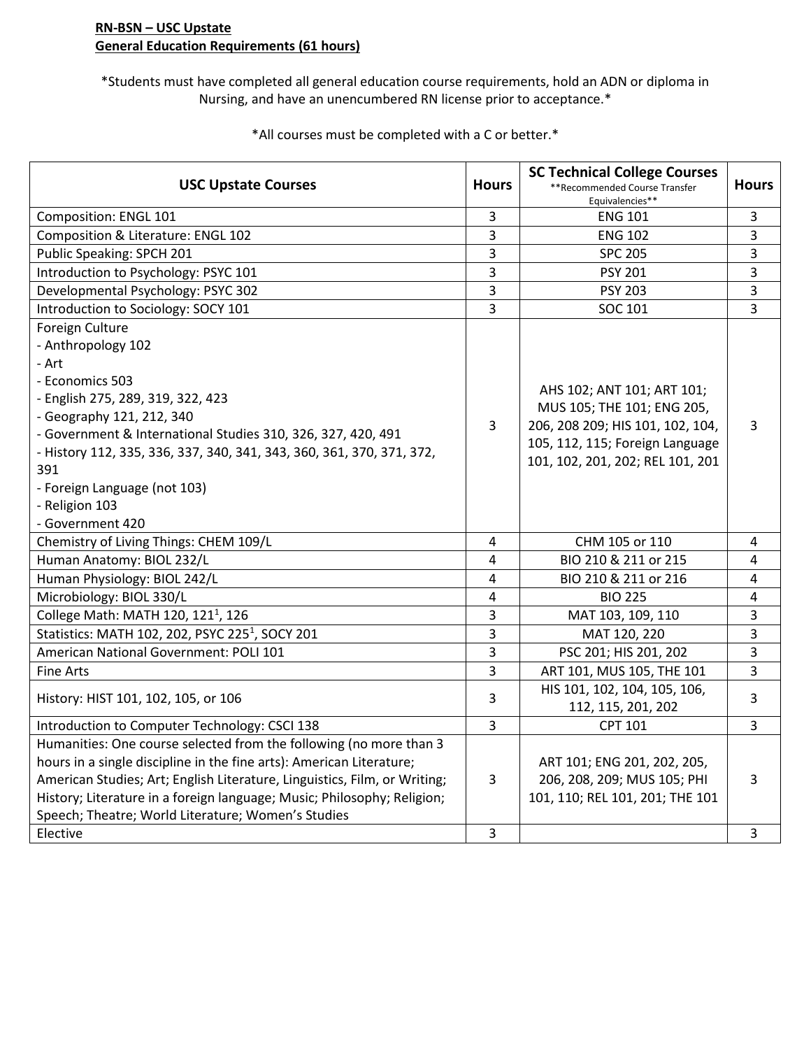**RN-BSN – USC Upstate**
**General Education Requirements (61 hours)**

*Students must have completed all general education course requirements, hold an ADN or diploma in Nursing, and have an unencumbered RN license prior to acceptance.*

*All courses must be completed with a C or better.*

| USC Upstate Courses | Hours | SC Technical College Courses **Recommended Course Transfer Equivalencies** | Hours |
|---|---|---|---|
| Composition: ENGL 101 | 3 | ENG 101 | 3 |
| Composition & Literature: ENGL 102 | 3 | ENG 102 | 3 |
| Public Speaking: SPCH 201 | 3 | SPC 205 | 3 |
| Introduction to Psychology: PSYC 101 | 3 | PSY 201 | 3 |
| Developmental Psychology: PSYC 302 | 3 | PSY 203 | 3 |
| Introduction to Sociology: SOCY 101 | 3 | SOC 101 | 3 |
| Foreign Culture<br>- Anthropology 102<br>- Art<br>- Economics 503<br>- English 275, 289, 319, 322, 423<br>- Geography 121, 212, 340<br>- Government & International Studies 310, 326, 327, 420, 491<br>- History 112, 335, 336, 337, 340, 341, 343, 360, 361, 370, 371, 372, 391<br>- Foreign Language (not 103)<br>- Religion 103<br>- Government 420 | 3 | AHS 102; ANT 101; ART 101; MUS 105; THE 101; ENG 205, 206, 208 209; HIS 101, 102, 104, 105, 112, 115; Foreign Language 101, 102, 201, 202; REL 101, 201 | 3 |
| Chemistry of Living Things: CHEM 109/L | 4 | CHM 105 or 110 | 4 |
| Human Anatomy: BIOL 232/L | 4 | BIO 210 & 211 or 215 | 4 |
| Human Physiology: BIOL 242/L | 4 | BIO 210 & 211 or 216 | 4 |
| Microbiology: BIOL 330/L | 4 | BIO 225 | 4 |
| College Math: MATH 120, 121[1], 126 | 3 | MAT 103, 109, 110 | 3 |
| Statistics: MATH 102, 202, PSYC 225[1], SOCY 201 | 3 | MAT 120, 220 | 3 |
| American National Government: POLI 101 | 3 | PSC 201; HIS 201, 202 | 3 |
| Fine Arts | 3 | ART 101, MUS 105, THE 101 | 3 |
| History: HIST 101, 102, 105, or 106 | 3 | HIS 101, 102, 104, 105, 106, 112, 115, 201, 202 | 3 |
| Introduction to Computer Technology: CSCI 138 | 3 | CPT 101 | 3 |
| Humanities: One course selected from the following (no more than 3 hours in a single discipline in the fine arts): American Literature; American Studies; Art; English Literature, Linguistics, Film, or Writing; History; Literature in a foreign language; Music; Philosophy; Religion; Speech; Theatre; World Literature; Women's Studies | 3 | ART 101; ENG 201, 202, 205, 206, 208, 209; MUS 105; PHI 101, 110; REL 101, 201; THE 101 | 3 |
| Elective | 3 | | 3 |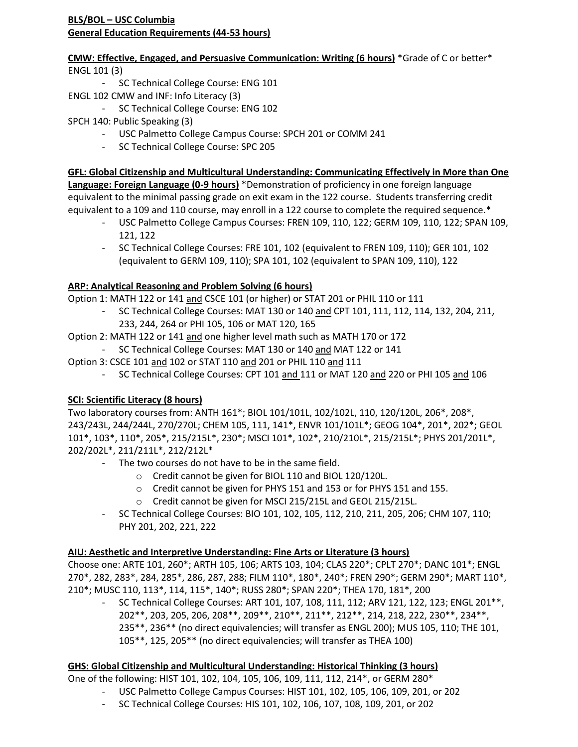**BLS/BOL – USC Columbia**
**General Education Requirements (44-53 hours)**

**CMW: Effective, Engaged, and Persuasive Communication: Writing (6 hours)** *Grade of C or better*

ENGL 101 (3)

- SC Technical College Course: ENG 101

ENGL 102 CMW and INF: Info Literacy (3)

- SC Technical College Course: ENG 102

SPCH 140: Public Speaking (3)

- USC Palmetto College Campus Course: SPCH 201 or COMM 241
- SC Technical College Course: SPC 205

**GFL: Global Citizenship and Multicultural Understanding: Communicating Effectively in More than One Language: Foreign Language (0-9 hours)** *Demonstration of proficiency in one foreign language equivalent to the minimal passing grade on exit exam in the 122 course. Students transferring credit equivalent to a 109 and 110 course, may enroll in a 122 course to complete the required sequence.*

- USC Palmetto College Campus Courses: FREN 109, 110, 122; GERM 109, 110, 122; SPAN 109, 121, 122
- SC Technical College Courses: FRE 101, 102 (equivalent to FREN 109, 110); GER 101, 102 (equivalent to GERM 109, 110); SPA 101, 102 (equivalent to SPAN 109, 110), 122

**ARP: Analytical Reasoning and Problem Solving (6 hours)**

Option 1: MATH 122 or 141 and CSCE 101 (or higher) or STAT 201 or PHIL 110 or 111

- SC Technical College Courses: MAT 130 or 140 and CPT 101, 111, 112, 114, 132, 204, 211, 233, 244, 264 or PHI 105, 106 or MAT 120, 165

Option 2: MATH 122 or 141 and one higher level math such as MATH 170 or 172

- SC Technical College Courses: MAT 130 or 140 and MAT 122 or 141

Option 3: CSCE 101 and 102 or STAT 110 and 201 or PHIL 110 and 111

- SC Technical College Courses: CPT 101 and 111 or MAT 120 and 220 or PHI 105 and 106

**SCI: Scientific Literacy (8 hours)**

Two laboratory courses from: ANTH 161*; BIOL 101/101L, 102/102L, 110, 120/120L, 206*, 208*, 243/243L, 244/244L, 270/270L; CHEM 105, 111, 141*, ENVR 101/101L*; GEOG 104*, 201*, 202*; GEOL 101*, 103*, 110*, 205*, 215/215L*, 230*; MSCI 101*, 102*, 210/210L*, 215/215L*; PHYS 201/201L*, 202/202L*, 211/211L*, 212/212L*

- The two courses do not have to be in the same field.
  - Credit cannot be given for BIOL 110 and BIOL 120/120L.
  - Credit cannot be given for PHYS 151 and 153 or for PHYS 151 and 155.
  - Credit cannot be given for MSCI 215/215L and GEOL 215/215L.
- SC Technical College Courses: BIO 101, 102, 105, 112, 210, 211, 205, 206; CHM 107, 110; PHY 201, 202, 221, 222

**AIU: Aesthetic and Interpretive Understanding: Fine Arts or Literature (3 hours)**

Choose one: ARTE 101, 260*; ARTH 105, 106; ARTS 103, 104; CLAS 220*; CPLT 270*; DANC 101*; ENGL 270*, 282, 283*, 284, 285*, 286, 287, 288; FILM 110*, 180*, 240*; FREN 290*; GERM 290*; MART 110*, 210*; MUSC 110, 113*, 114, 115*, 140*; RUSS 280*; SPAN 220*; THEA 170, 181*, 200

- SC Technical College Courses: ART 101, 107, 108, 111, 112; ARV 121, 122, 123; ENGL 201**, 202**, 203, 205, 206, 208**, 209**, 210**, 211**, 212**, 214, 218, 222, 230**, 234**, 235**, 236** (no direct equivalencies; will transfer as ENGL 200); MUS 105, 110; THE 101, 105**, 125, 205** (no direct equivalencies; will transfer as THEA 100)

**GHS: Global Citizenship and Multicultural Understanding: Historical Thinking (3 hours)**

One of the following: HIST 101, 102, 104, 105, 106, 109, 111, 112, 214*, or GERM 280*

- USC Palmetto College Campus Courses: HIST 101, 102, 105, 106, 109, 201, or 202
- SC Technical College Courses: HIS 101, 102, 106, 107, 108, 109, 201, or 202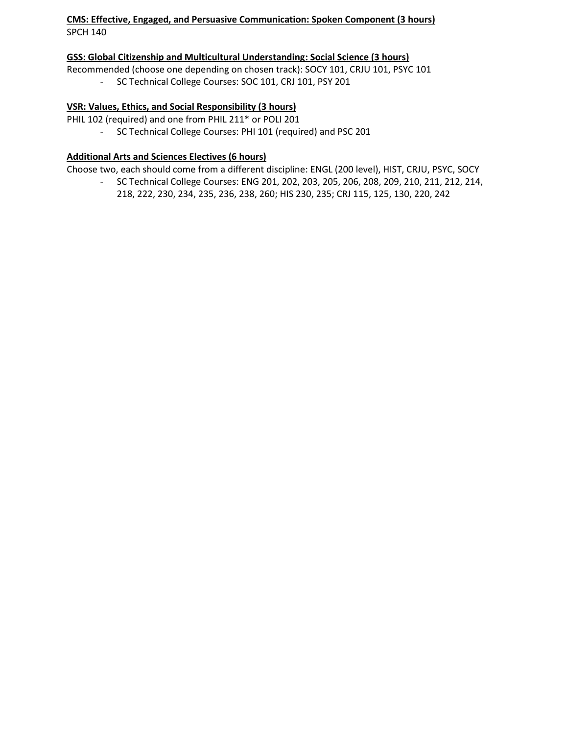**CMS: Effective, Engaged, and Persuasive Communication: Spoken Component (3 hours)**
SPCH 140

**GSS: Global Citizenship and Multicultural Understanding: Social Science (3 hours)**
Recommended (choose one depending on chosen track): SOCY 101, CRJU 101, PSYC 101

- SC Technical College Courses: SOC 101, CRJ 101, PSY 201

**VSR: Values, Ethics, and Social Responsibility (3 hours)**
PHIL 102 (required) and one from PHIL 211* or POLI 201

- SC Technical College Courses: PHI 101 (required) and PSC 201

**Additional Arts and Sciences Electives (6 hours)**
Choose two, each should come from a different discipline: ENGL (200 level), HIST, CRJU, PSYC, SOCY

- SC Technical College Courses: ENG 201, 202, 203, 205, 206, 208, 209, 210, 211, 212, 214, 218, 222, 230, 234, 235, 236, 238, 260; HIS 230, 235; CRJ 115, 125, 130, 220, 242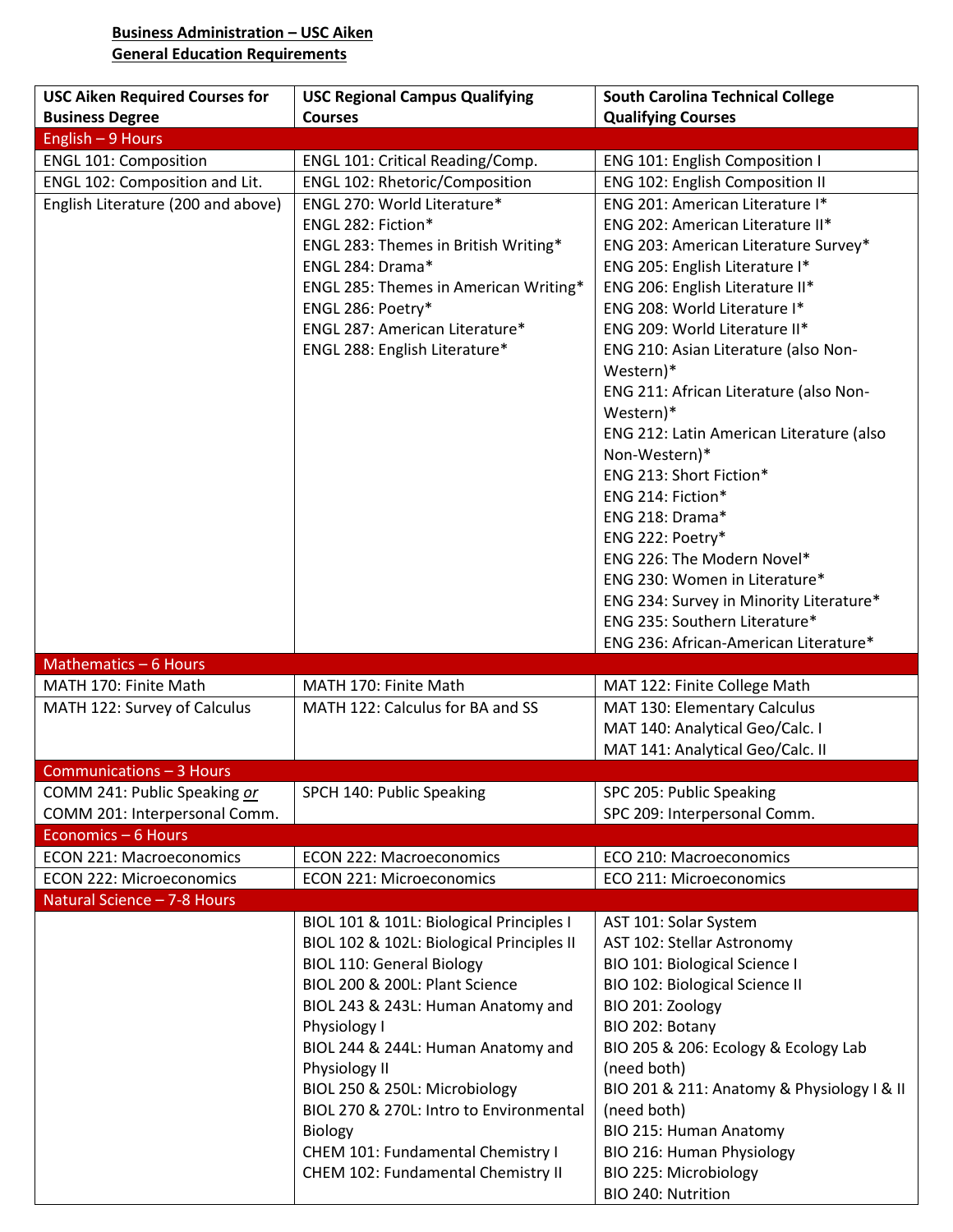**Business Administration – USC Aiken**
**General Education Requirements**

| USC Aiken Required Courses for Business Degree | USC Regional Campus Qualifying Courses | South Carolina Technical College Qualifying Courses |
|---|---|---|
| **English – 9 Hours** | | |
| ENGL 101: Composition | ENGL 101: Critical Reading/Comp. | ENG 101: English Composition I |
| ENGL 102: Composition and Lit. | ENGL 102: Rhetoric/Composition | ENG 102: English Composition II |
| English Literature (200 and above) | ENGL 270: World Literature*<br>ENGL 282: Fiction*<br>ENGL 283: Themes in British Writing*<br>ENGL 284: Drama*<br>ENGL 285: Themes in American Writing*<br>ENGL 286: Poetry*<br>ENGL 287: American Literature*<br>ENGL 288: English Literature* | ENG 201: American Literature I*<br>ENG 202: American Literature II*<br>ENG 203: American Literature Survey*<br>ENG 205: English Literature I*<br>ENG 206: English Literature II*<br>ENG 208: World Literature I*<br>ENG 209: World Literature II*<br>ENG 210: Asian Literature (also Non-Western)*<br>ENG 211: African Literature (also Non-Western)*<br>ENG 212: Latin American Literature (also Non-Western)*<br>ENG 213: Short Fiction*<br>ENG 214: Fiction*<br>ENG 218: Drama*<br>ENG 222: Poetry*<br>ENG 226: The Modern Novel*<br>ENG 230: Women in Literature*<br>ENG 234: Survey in Minority Literature*<br>ENG 235: Southern Literature*<br>ENG 236: African-American Literature* |
| **Mathematics – 6 Hours** | | |
| MATH 170: Finite Math | MATH 170: Finite Math | MAT 122: Finite College Math |
| MATH 122: Survey of Calculus | MATH 122: Calculus for BA and SS | MAT 130: Elementary Calculus<br>MAT 140: Analytical Geo/Calc. I<br>MAT 141: Analytical Geo/Calc. II |
| **Communications – 3 Hours** | | |
| COMM 241: Public Speaking *or* COMM 201: Interpersonal Comm. | SPCH 140: Public Speaking | SPC 205: Public Speaking<br>SPC 209: Interpersonal Comm. |
| **Economics – 6 Hours** | | |
| ECON 221: Macroeconomics | ECON 222: Macroeconomics | ECO 210: Macroeconomics |
| ECON 222: Microeconomics | ECON 221: Microeconomics | ECO 211: Microeconomics |
| **Natural Science – 7-8 Hours** | | |
| | BIOL 101 & 101L: Biological Principles I<br>BIOL 102 & 102L: Biological Principles II<br>BIOL 110: General Biology<br>BIOL 200 & 200L: Plant Science<br>BIOL 243 & 243L: Human Anatomy and Physiology I<br>BIOL 244 & 244L: Human Anatomy and Physiology II<br>BIOL 250 & 250L: Microbiology<br>BIOL 270 & 270L: Intro to Environmental Biology<br>CHEM 101: Fundamental Chemistry I<br>CHEM 102: Fundamental Chemistry II | AST 101: Solar System<br>AST 102: Stellar Astronomy<br>BIO 101: Biological Science I<br>BIO 102: Biological Science II<br>BIO 201: Zoology<br>BIO 202: Botany<br>BIO 205 & 206: Ecology & Ecology Lab (need both)<br>BIO 201 & 211: Anatomy & Physiology I & II (need both)<br>BIO 215: Human Anatomy<br>BIO 216: Human Physiology<br>BIO 225: Microbiology<br>BIO 240: Nutrition |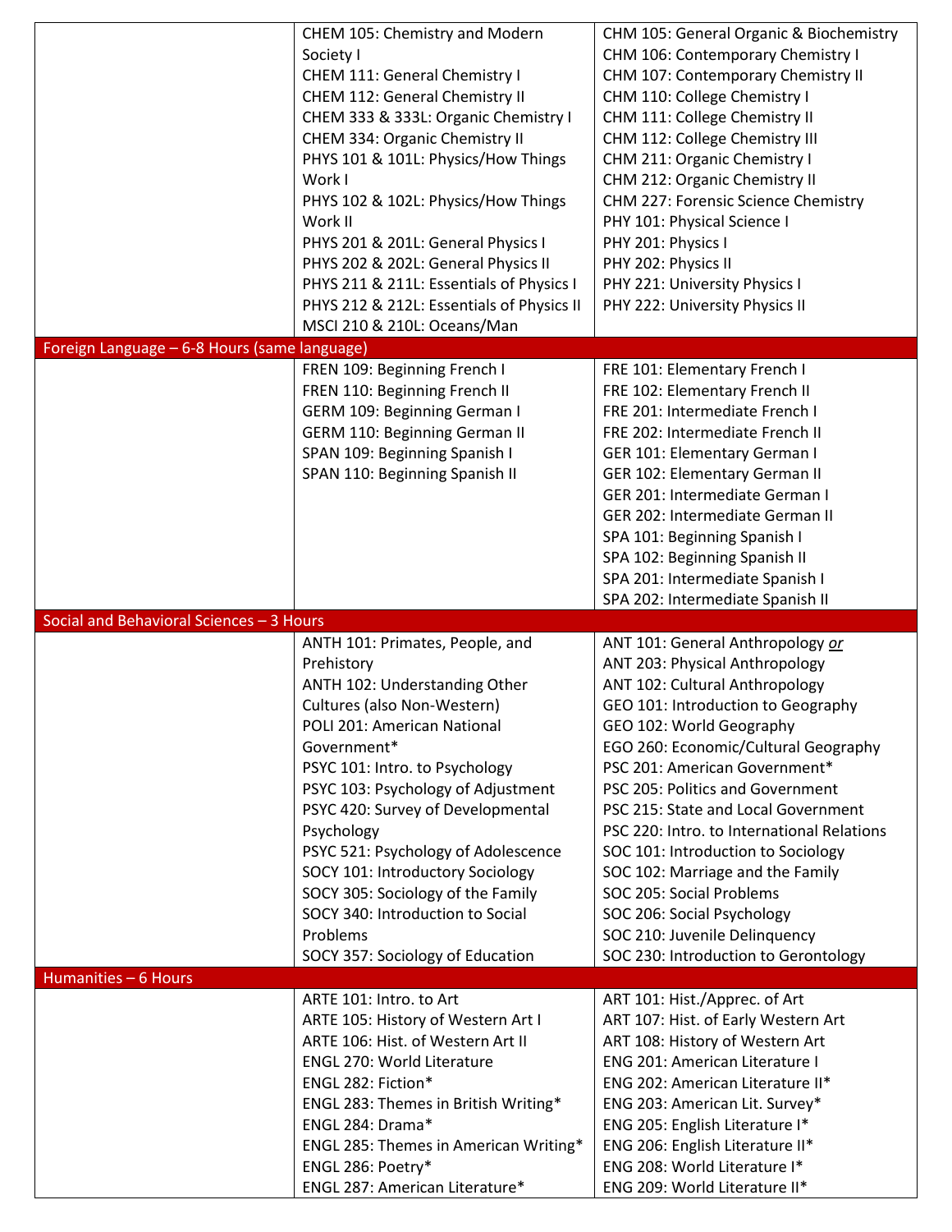| | | |
|---|---|---|
| | CHEM 105: Chemistry and Modern Society I<br>CHEM 111: General Chemistry I<br>CHEM 112: General Chemistry II<br>CHEM 333 & 333L: Organic Chemistry I<br>CHEM 334: Organic Chemistry II<br>PHYS 101 & 101L: Physics/How Things Work I<br>PHYS 102 & 102L: Physics/How Things Work II<br>PHYS 201 & 201L: General Physics I<br>PHYS 202 & 202L: General Physics II<br>PHYS 211 & 211L: Essentials of Physics I<br>PHYS 212 & 212L: Essentials of Physics II<br>MSCI 210 & 210L: Oceans/Man | CHM 105: General Organic & Biochemistry<br>CHM 106: Contemporary Chemistry I<br>CHM 107: Contemporary Chemistry II<br>CHM 110: College Chemistry I<br>CHM 111: College Chemistry II<br>CHM 112: College Chemistry III<br>CHM 211: Organic Chemistry I<br>CHM 212: Organic Chemistry II<br>CHM 227: Forensic Science Chemistry<br>PHY 101: Physical Science I<br>PHY 201: Physics I<br>PHY 202: Physics II<br>PHY 221: University Physics I<br>PHY 222: University Physics II |
| **Foreign Language – 6-8 Hours (same language)** | | |
| | FREN 109: Beginning French I<br>FREN 110: Beginning French II<br>GERM 109: Beginning German I<br>GERM 110: Beginning German II<br>SPAN 109: Beginning Spanish I<br>SPAN 110: Beginning Spanish II | FRE 101: Elementary French I<br>FRE 102: Elementary French II<br>FRE 201: Intermediate French I<br>FRE 202: Intermediate French II<br>GER 101: Elementary German I<br>GER 102: Elementary German II<br>GER 201: Intermediate German I<br>GER 202: Intermediate German II<br>SPA 101: Beginning Spanish I<br>SPA 102: Beginning Spanish II<br>SPA 201: Intermediate Spanish I<br>SPA 202: Intermediate Spanish II |
| **Social and Behavioral Sciences – 3 Hours** | | |
| | ANTH 101: Primates, People, and Prehistory<br>ANTH 102: Understanding Other Cultures (also Non-Western)<br>POLI 201: American National Government*<br>PSYC 101: Intro. to Psychology<br>PSYC 103: Psychology of Adjustment<br>PSYC 420: Survey of Developmental Psychology<br>PSYC 521: Psychology of Adolescence<br>SOCY 101: Introductory Sociology<br>SOCY 305: Sociology of the Family<br>SOCY 340: Introduction to Social Problems<br>SOCY 357: Sociology of Education | ANT 101: General Anthropology *or*<br>ANT 203: Physical Anthropology<br>ANT 102: Cultural Anthropology<br>GEO 101: Introduction to Geography<br>GEO 102: World Geography<br>EGO 260: Economic/Cultural Geography<br>PSC 201: American Government*<br>PSC 205: Politics and Government<br>PSC 215: State and Local Government<br>PSC 220: Intro. to International Relations<br>SOC 101: Introduction to Sociology<br>SOC 102: Marriage and the Family<br>SOC 205: Social Problems<br>SOC 206: Social Psychology<br>SOC 210: Juvenile Delinquency<br>SOC 230: Introduction to Gerontology |
| **Humanities – 6 Hours** | | |
| | ARTE 101: Intro. to Art<br>ARTE 105: History of Western Art I<br>ARTE 106: Hist. of Western Art II<br>ENGL 270: World Literature<br>ENGL 282: Fiction*<br>ENGL 283: Themes in British Writing*<br>ENGL 284: Drama*<br>ENGL 285: Themes in American Writing*<br>ENGL 286: Poetry*<br>ENGL 287: American Literature* | ART 101: Hist./Apprec. of Art<br>ART 107: Hist. of Early Western Art<br>ART 108: History of Western Art<br>ENG 201: American Literature I<br>ENG 202: American Literature II*<br>ENG 203: American Lit. Survey*<br>ENG 205: English Literature I*<br>ENG 206: English Literature II*<br>ENG 208: World Literature I*<br>ENG 209: World Literature II* |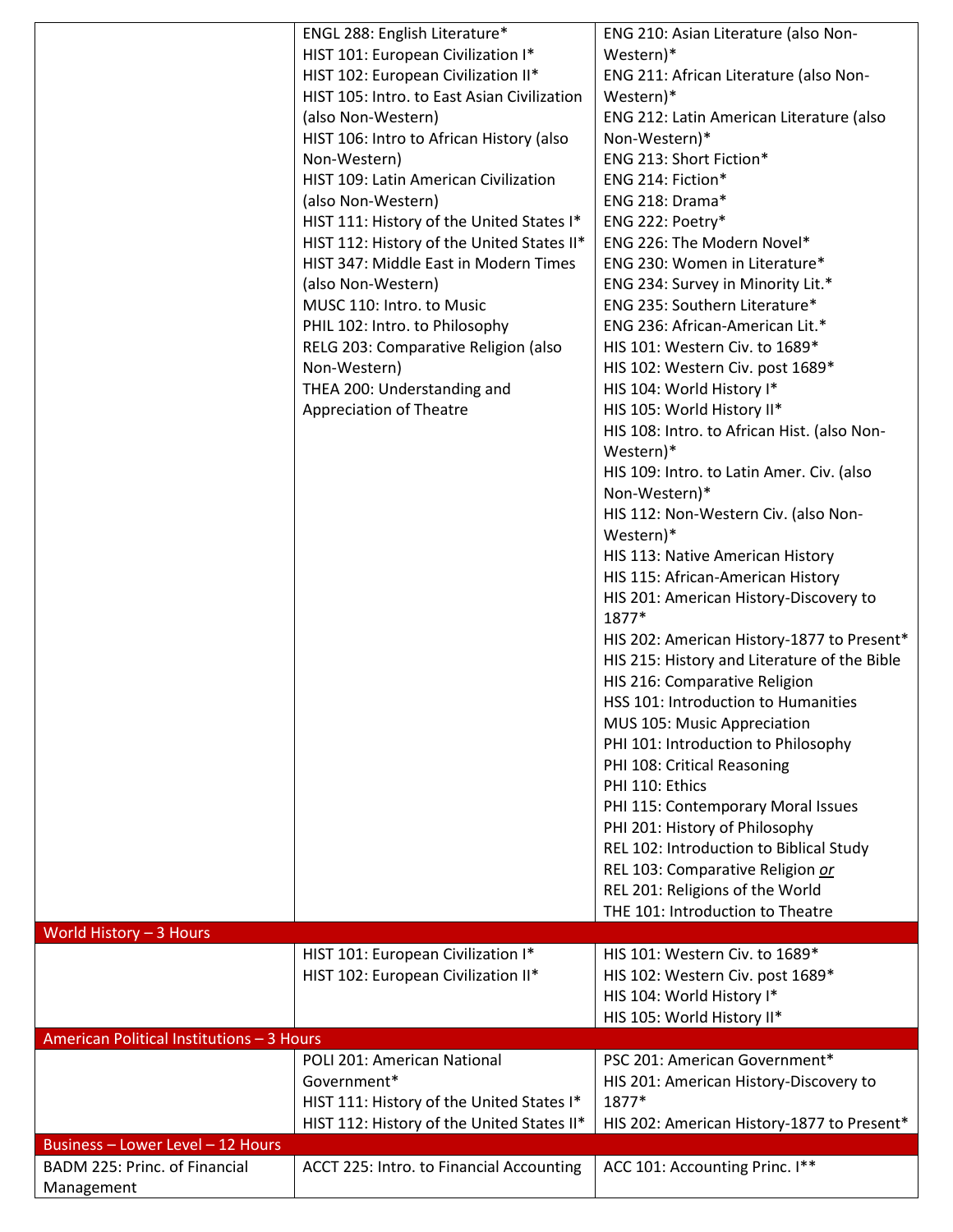| | | |
|---|---|---|
| | ENGL 288: English Literature*<br>HIST 101: European Civilization I*<br>HIST 102: European Civilization II*<br>HIST 105: Intro. to East Asian Civilization (also Non-Western)<br>HIST 106: Intro to African History (also Non-Western)<br>HIST 109: Latin American Civilization (also Non-Western)<br>HIST 111: History of the United States I*<br>HIST 112: History of the United States II*<br>HIST 347: Middle East in Modern Times (also Non-Western)<br>MUSC 110: Intro. to Music<br>PHIL 102: Intro. to Philosophy<br>RELG 203: Comparative Religion (also Non-Western)<br>THEA 200: Understanding and Appreciation of Theatre | ENG 210: Asian Literature (also Non-Western)*<br>ENG 211: African Literature (also Non-Western)*<br>ENG 212: Latin American Literature (also Non-Western)*<br>ENG 213: Short Fiction*<br>ENG 214: Fiction*<br>ENG 218: Drama*<br>ENG 222: Poetry*<br>ENG 226: The Modern Novel*<br>ENG 230: Women in Literature*<br>ENG 234: Survey in Minority Lit.*<br>ENG 235: Southern Literature*<br>ENG 236: African-American Lit.*<br>HIS 101: Western Civ. to 1689*<br>HIS 102: Western Civ. post 1689*<br>HIS 104: World History I*<br>HIS 105: World History II*<br>HIS 108: Intro. to African Hist. (also Non-Western)*<br>HIS 109: Intro. to Latin Amer. Civ. (also Non-Western)*<br>HIS 112: Non-Western Civ. (also Non-Western)*<br>HIS 113: Native American History<br>HIS 115: African-American History<br>HIS 201: American History-Discovery to 1877*<br>HIS 202: American History-1877 to Present*<br>HIS 215: History and Literature of the Bible<br>HIS 216: Comparative Religion<br>HSS 101: Introduction to Humanities<br>MUS 105: Music Appreciation<br>PHI 101: Introduction to Philosophy<br>PHI 108: Critical Reasoning<br>PHI 110: Ethics<br>PHI 115: Contemporary Moral Issues<br>PHI 201: History of Philosophy<br>REL 102: Introduction to Biblical Study<br>REL 103: Comparative Religion *or*<br>REL 201: Religions of the World<br>THE 101: Introduction to Theatre |
| **World History – 3 Hours** | | |
| | HIST 101: European Civilization I*<br>HIST 102: European Civilization II* | HIS 101: Western Civ. to 1689*<br>HIS 102: Western Civ. post 1689*<br>HIS 104: World History I*<br>HIS 105: World History II* |
| **American Political Institutions – 3 Hours** | | |
| | POLI 201: American National Government*<br>HIST 111: History of the United States I*<br>HIST 112: History of the United States II* | PSC 201: American Government*<br>HIS 201: American History-Discovery to 1877*<br>HIS 202: American History-1877 to Present* |
| **Business – Lower Level – 12 Hours** | | |
| BADM 225: Princ. of Financial Management | ACCT 225: Intro. to Financial Accounting | ACC 101: Accounting Princ. I** |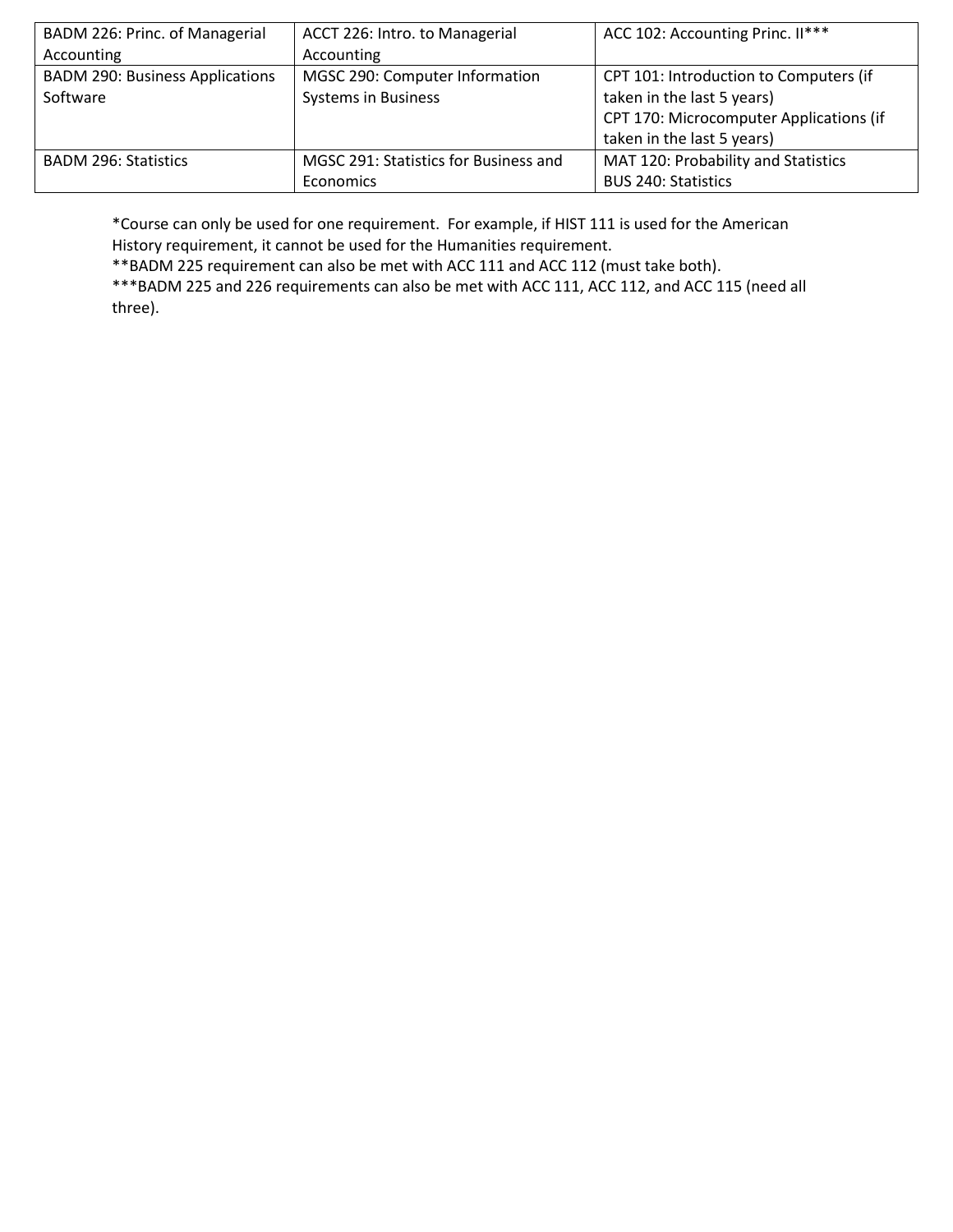| BADM 226: Princ. of Managerial Accounting | ACCT 226: Intro. to Managerial Accounting | ACC 102: Accounting Princ. II*** |
|---|---|---|
| BADM 290: Business Applications Software | MGSC 290: Computer Information Systems in Business | CPT 101: Introduction to Computers (if taken in the last 5 years)<br>CPT 170: Microcomputer Applications (if taken in the last 5 years) |
| BADM 296: Statistics | MGSC 291: Statistics for Business and Economics | MAT 120: Probability and Statistics<br>BUS 240: Statistics |

*Course can only be used for one requirement. For example, if HIST 111 is used for the American History requirement, it cannot be used for the Humanities requirement.
**BADM 225 requirement can also be met with ACC 111 and ACC 112 (must take both).
***BADM 225 and 226 requirements can also be met with ACC 111, ACC 112, and ACC 115 (need all three).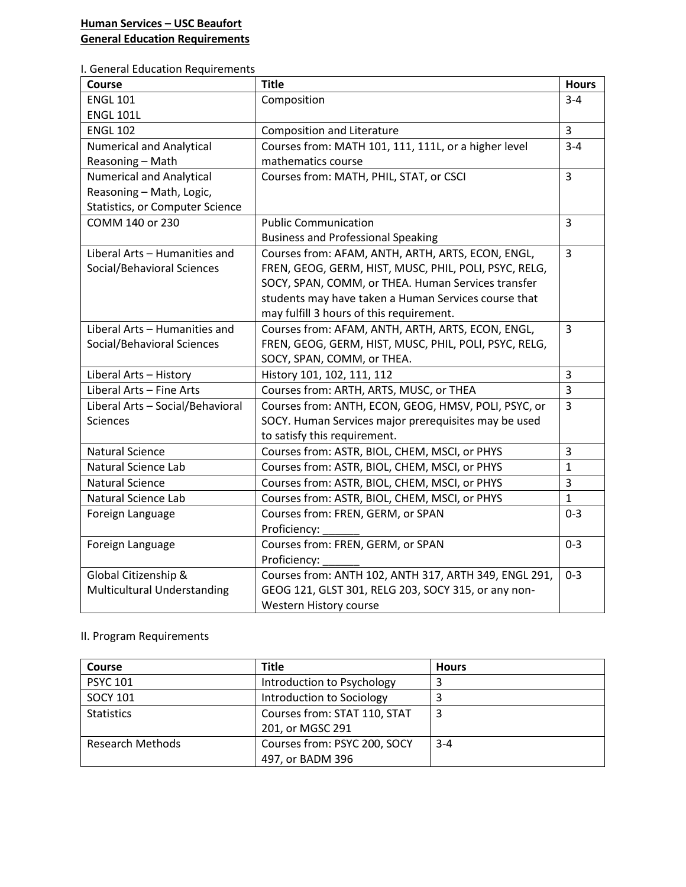**Human Services – USC Beaufort**
**General Education Requirements**

I. General Education Requirements

| Course | Title | Hours |
|---|---|---|
| ENGL 101<br>ENGL 101L | Composition | 3-4 |
| ENGL 102 | Composition and Literature | 3 |
| Numerical and Analytical Reasoning – Math | Courses from: MATH 101, 111, 111L, or a higher level mathematics course | 3-4 |
| Numerical and Analytical Reasoning – Math, Logic, Statistics, or Computer Science | Courses from: MATH, PHIL, STAT, or CSCI | 3 |
| COMM 140 or 230 | Public Communication<br>Business and Professional Speaking | 3 |
| Liberal Arts – Humanities and Social/Behavioral Sciences | Courses from: AFAM, ANTH, ARTH, ARTS, ECON, ENGL, FREN, GEOG, GERM, HIST, MUSC, PHIL, POLI, PSYC, RELG, SOCY, SPAN, COMM, or THEA. Human Services transfer students may have taken a Human Services course that may fulfill 3 hours of this requirement. | 3 |
| Liberal Arts – Humanities and Social/Behavioral Sciences | Courses from: AFAM, ANTH, ARTH, ARTS, ECON, ENGL, FREN, GEOG, GERM, HIST, MUSC, PHIL, POLI, PSYC, RELG, SOCY, SPAN, COMM, or THEA. | 3 |
| Liberal Arts – History | History 101, 102, 111, 112 | 3 |
| Liberal Arts – Fine Arts | Courses from: ARTH, ARTS, MUSC, or THEA | 3 |
| Liberal Arts – Social/Behavioral Sciences | Courses from: ANTH, ECON, GEOG, HMSV, POLI, PSYC, or SOCY. Human Services major prerequisites may be used to satisfy this requirement. | 3 |
| Natural Science | Courses from: ASTR, BIOL, CHEM, MSCI, or PHYS | 3 |
| Natural Science Lab | Courses from: ASTR, BIOL, CHEM, MSCI, or PHYS | 1 |
| Natural Science | Courses from: ASTR, BIOL, CHEM, MSCI, or PHYS | 3 |
| Natural Science Lab | Courses from: ASTR, BIOL, CHEM, MSCI, or PHYS | 1 |
| Foreign Language | Courses from: FREN, GERM, or SPAN<br>Proficiency: ______ | 0-3 |
| Foreign Language | Courses from: FREN, GERM, or SPAN<br>Proficiency: ______ | 0-3 |
| Global Citizenship & Multicultural Understanding | Courses from: ANTH 102, ANTH 317, ARTH 349, ENGL 291, GEOG 121, GLST 301, RELG 203, SOCY 315, or any non-Western History course | 0-3 |

II. Program Requirements

| Course | Title | Hours |
|---|---|---|
| PSYC 101 | Introduction to Psychology | 3 |
| SOCY 101 | Introduction to Sociology | 3 |
| Statistics | Courses from: STAT 110, STAT 201, or MGSC 291 | 3 |
| Research Methods | Courses from: PSYC 200, SOCY 497, or BADM 396 | 3-4 |